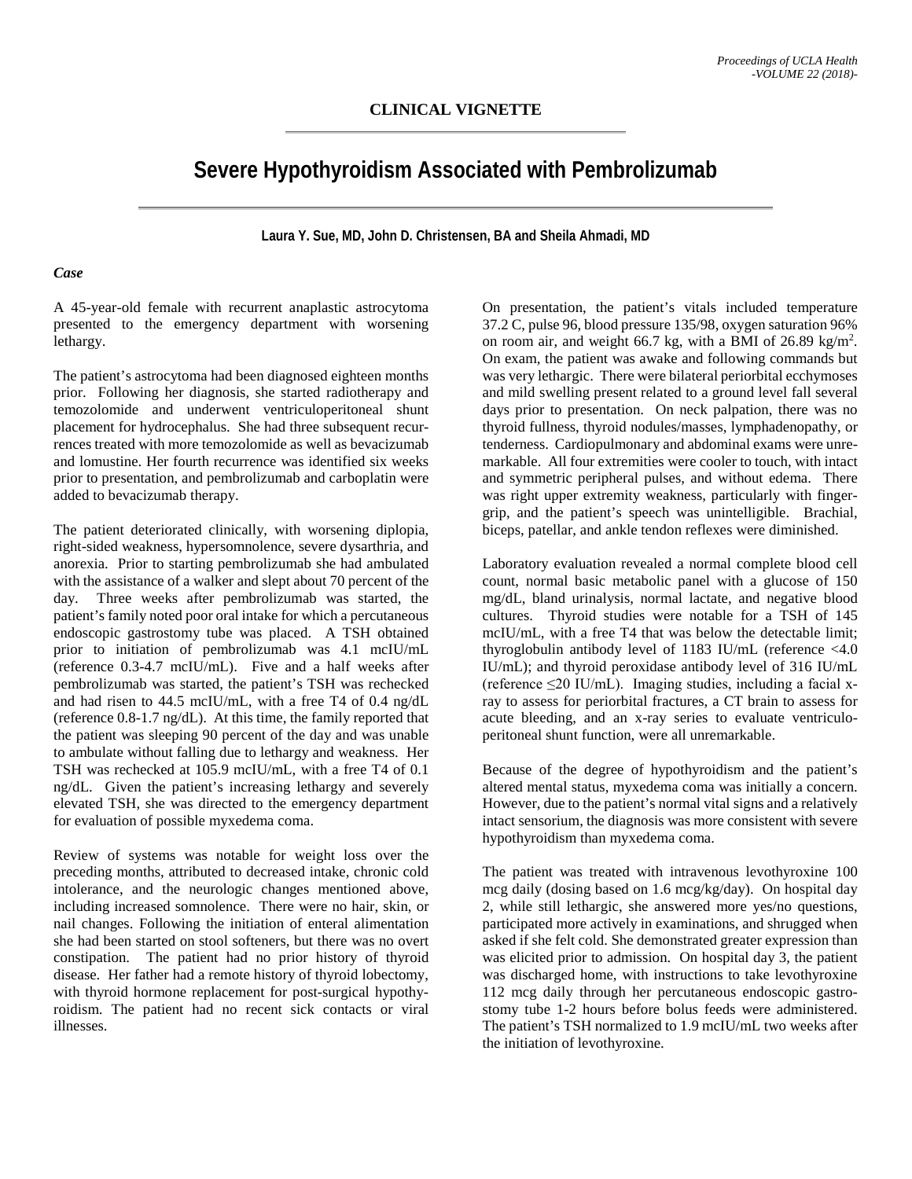**CLINICAL VIGNETTE**

# Severe Hypothyroidism Associated with Pembrolizumab

**Laura Y. Sue, MD, John D. Christensen, BA and Sheila Ahmadi, MD**

### *Case*

A 45-year-old female with recurrent anaplastic astrocytoma presented to the emergency department with worsening lethargy.

The patient's astrocytoma had been diagnosed eighteen months prior. Following her diagnosis, she started radiotherapy and temozolomide and underwent ventriculoperitoneal shunt placement for hydrocephalus. She had three subsequent recurrences treated with more temozolomide as well as bevacizumab and lomustine. Her fourth recurrence was identified six weeks prior to presentation, and pembrolizumab and carboplatin were added to bevacizumab therapy.

The patient deteriorated clinically, with worsening diplopia, right-sided weakness, hypersomnolence, severe dysarthria, and anorexia. Prior to starting pembrolizumab she had ambulated with the assistance of a walker and slept about 70 percent of the day. Three weeks after pembrolizumab was started, the patient's family noted poor oral intake for which a percutaneous endoscopic gastrostomy tube was placed. A TSH obtained prior to initiation of pembrolizumab was 4.1 mcIU/mL (reference 0.3-4.7 mcIU/mL). Five and a half weeks after pembrolizumab was started, the patient's TSH was rechecked and had risen to 44.5 mcIU/mL, with a free T4 of 0.4 ng/dL (reference 0.8-1.7 ng/dL). At this time, the family reported that the patient was sleeping 90 percent of the day and was unable to ambulate without falling due to lethargy and weakness. Her TSH was rechecked at 105.9 mcIU/mL, with a free T4 of 0.1 ng/dL. Given the patient's increasing lethargy and severely elevated TSH, she was directed to the emergency department for evaluation of possible myxedema coma.

Review of systems was notable for weight loss over the preceding months, attributed to decreased intake, chronic cold intolerance, and the neurologic changes mentioned above, including increased somnolence. There were no hair, skin, or nail changes. Following the initiation of enteral alimentation she had been started on stool softeners, but there was no overt constipation. The patient had no prior history of thyroid disease. Her father had a remote history of thyroid lobectomy, with thyroid hormone replacement for post-surgical hypothyroidism. The patient had no recent sick contacts or viral illnesses.

On presentation, the patient's vitals included temperature 37.2 C, pulse 96, blood pressure 135/98, oxygen saturation 96% on room air, and weight 66.7 kg, with a BMI of 26.89 kg/m$^2$. On exam, the patient was awake and following commands but was very lethargic. There were bilateral periorbital ecchymoses and mild swelling present related to a ground level fall several days prior to presentation. On neck palpation, there was no thyroid fullness, thyroid nodules/masses, lymphadenopathy, or tenderness. Cardiopulmonary and abdominal exams were unremarkable. All four extremities were cooler to touch, with intact and symmetric peripheral pulses, and without edema. There was right upper extremity weakness, particularly with finger-grip, and the patient's speech was unintelligible. Brachial, biceps, patellar, and ankle tendon reflexes were diminished.

Laboratory evaluation revealed a normal complete blood cell count, normal basic metabolic panel with a glucose of 150 mg/dL, bland urinalysis, normal lactate, and negative blood cultures. Thyroid studies were notable for a TSH of 145 mcIU/mL, with a free T4 that was below the detectable limit; thyroglobulin antibody level of 1183 IU/mL (reference <4.0 IU/mL); and thyroid peroxidase antibody level of 316 IU/mL (reference ≤20 IU/mL). Imaging studies, including a facial x-ray to assess for periorbital fractures, a CT brain to assess for acute bleeding, and an x-ray series to evaluate ventriculo-peritoneal shunt function, were all unremarkable.

Because of the degree of hypothyroidism and the patient's altered mental status, myxedema coma was initially a concern. However, due to the patient's normal vital signs and a relatively intact sensorium, the diagnosis was more consistent with severe hypothyroidism than myxedema coma.

The patient was treated with intravenous levothyroxine 100 mcg daily (dosing based on 1.6 mcg/kg/day). On hospital day 2, while still lethargic, she answered more yes/no questions, participated more actively in examinations, and shrugged when asked if she felt cold. She demonstrated greater expression than was elicited prior to admission. On hospital day 3, the patient was discharged home, with instructions to take levothyroxine 112 mcg daily through her percutaneous endoscopic gastrostomy tube 1-2 hours before bolus feeds were administered. The patient's TSH normalized to 1.9 mcIU/mL two weeks after the initiation of levothyroxine.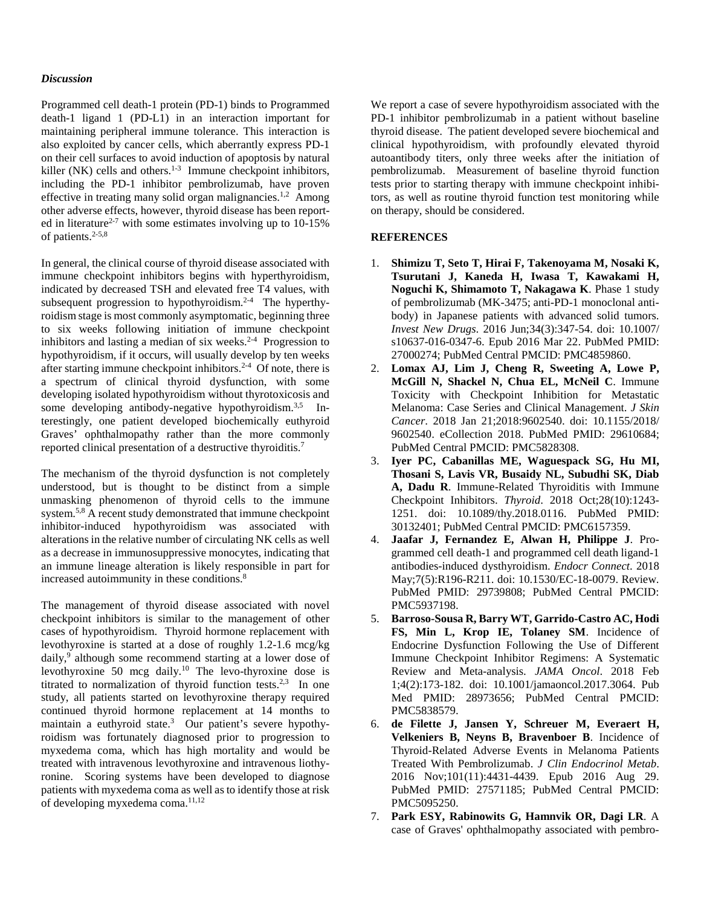### *Discussion*

Programmed cell death-1 protein (PD-1) binds to Programmed death-1 ligand 1 (PD-L1) in an interaction important for maintaining peripheral immune tolerance. This interaction is also exploited by cancer cells, which aberrantly express PD-1 on their cell surfaces to avoid induction of apoptosis by natural killer (NK) cells and others.[1-3] Immune checkpoint inhibitors, including the PD-1 inhibitor pembrolizumab, have proven effective in treating many solid organ malignancies.[1,2] Among other adverse effects, however, thyroid disease has been reported in literature[2-7] with some estimates involving up to 10-15% of patients.[2-5,8]

In general, the clinical course of thyroid disease associated with immune checkpoint inhibitors begins with hyperthyroidism, indicated by decreased TSH and elevated free T4 values, with subsequent progression to hypothyroidism.[2-4] The hyperthyroidism stage is most commonly asymptomatic, beginning three to six weeks following initiation of immune checkpoint inhibitors and lasting a median of six weeks.[2-4] Progression to hypothyroidism, if it occurs, will usually develop by ten weeks after starting immune checkpoint inhibitors.[2-4] Of note, there is a spectrum of clinical thyroid dysfunction, with some developing isolated hypothyroidism without thyrotoxicosis and some developing antibody-negative hypothyroidism.[3,5] Interestingly, one patient developed biochemically euthyroid Graves' ophthalmopathy rather than the more commonly reported clinical presentation of a destructive thyroiditis.[7]

The mechanism of the thyroid dysfunction is not completely understood, but is thought to be distinct from a simple unmasking phenomenon of thyroid cells to the immune system.[5,8] A recent study demonstrated that immune checkpoint inhibitor-induced hypothyroidism was associated with alterations in the relative number of circulating NK cells as well as a decrease in immunosuppressive monocytes, indicating that an immune lineage alteration is likely responsible in part for increased autoimmunity in these conditions.[8]

The management of thyroid disease associated with novel checkpoint inhibitors is similar to the management of other cases of hypothyroidism. Thyroid hormone replacement with levothyroxine is started at a dose of roughly 1.2-1.6 mcg/kg daily,[9] although some recommend starting at a lower dose of levothyroxine 50 mcg daily.[10] The levo-thyroxine dose is titrated to normalization of thyroid function tests.[2,3] In one study, all patients started on levothyroxine therapy required continued thyroid hormone replacement at 14 months to maintain a euthyroid state.[3] Our patient's severe hypothyroidism was fortunately diagnosed prior to progression to myxedema coma, which has high mortality and would be treated with intravenous levothyroxine and intravenous liothyronine. Scoring systems have been developed to diagnose patients with myxedema coma as well as to identify those at risk of developing myxedema coma.[11,12]

We report a case of severe hypothyroidism associated with the PD-1 inhibitor pembrolizumab in a patient without baseline thyroid disease. The patient developed severe biochemical and clinical hypothyroidism, with profoundly elevated thyroid autoantibody titers, only three weeks after the initiation of pembrolizumab. Measurement of baseline thyroid function tests prior to starting therapy with immune checkpoint inhibitors, as well as routine thyroid function test monitoring while on therapy, should be considered.

## REFERENCES

1. **Shimizu T, Seto T, Hirai F, Takenoyama M, Nosaki K, Tsurutani J, Kaneda H, Iwasa T, Kawakami H, Noguchi K, Shimamoto T, Nakagawa K**. Phase 1 study of pembrolizumab (MK-3475; anti-PD-1 monoclonal antibody) in Japanese patients with advanced solid tumors. *Invest New Drugs*. 2016 Jun;34(3):347-54. doi: 10.1007/s10637-016-0347-6. Epub 2016 Mar 22. PubMed PMID: 27000274; PubMed Central PMCID: PMC4859860.
2. **Lomax AJ, Lim J, Cheng R, Sweeting A, Lowe P, McGill N, Shackel N, Chua EL, McNeil C**. Immune Toxicity with Checkpoint Inhibition for Metastatic Melanoma: Case Series and Clinical Management. *J Skin Cancer*. 2018 Jan 21;2018:9602540. doi: 10.1155/2018/9602540. eCollection 2018. PubMed PMID: 29610684; PubMed Central PMCID: PMC5828308.
3. **Iyer PC, Cabanillas ME, Waguespack SG, Hu MI, Thosani S, Lavis VR, Busaidy NL, Subudhi SK, Diab A, Dadu R**. Immune-Related Thyroiditis with Immune Checkpoint Inhibitors. *Thyroid*. 2018 Oct;28(10):1243-1251. doi: 10.1089/thy.2018.0116. PubMed PMID: 30132401; PubMed Central PMCID: PMC6157359.
4. **Jaafar J, Fernandez E, Alwan H, Philippe J**. Programmed cell death-1 and programmed cell death ligand-1 antibodies-induced dysthyroidism. *Endocr Connect*. 2018 May;7(5):R196-R211. doi: 10.1530/EC-18-0079. Review. PubMed PMID: 29739808; PubMed Central PMCID: PMC5937198.
5. **Barroso-Sousa R, Barry WT, Garrido-Castro AC, Hodi FS, Min L, Krop IE, Tolaney SM**. Incidence of Endocrine Dysfunction Following the Use of Different Immune Checkpoint Inhibitor Regimens: A Systematic Review and Meta-analysis. *JAMA Oncol*. 2018 Feb 1;4(2):173-182. doi: 10.1001/jamaoncol.2017.3064. Pub Med PMID: 28973656; PubMed Central PMCID: PMC5838579.
6. **de Filette J, Jansen Y, Schreuer M, Everaert H, Velkeniers B, Neyns B, Bravenboer B**. Incidence of Thyroid-Related Adverse Events in Melanoma Patients Treated With Pembrolizumab. *J Clin Endocrinol Metab*. 2016 Nov;101(11):4431-4439. Epub 2016 Aug 29. PubMed PMID: 27571185; PubMed Central PMCID: PMC5095250.
7. **Park ESY, Rabinowits G, Hamnvik OR, Dagi LR**. A case of Graves' ophthalmopathy associated with pembro-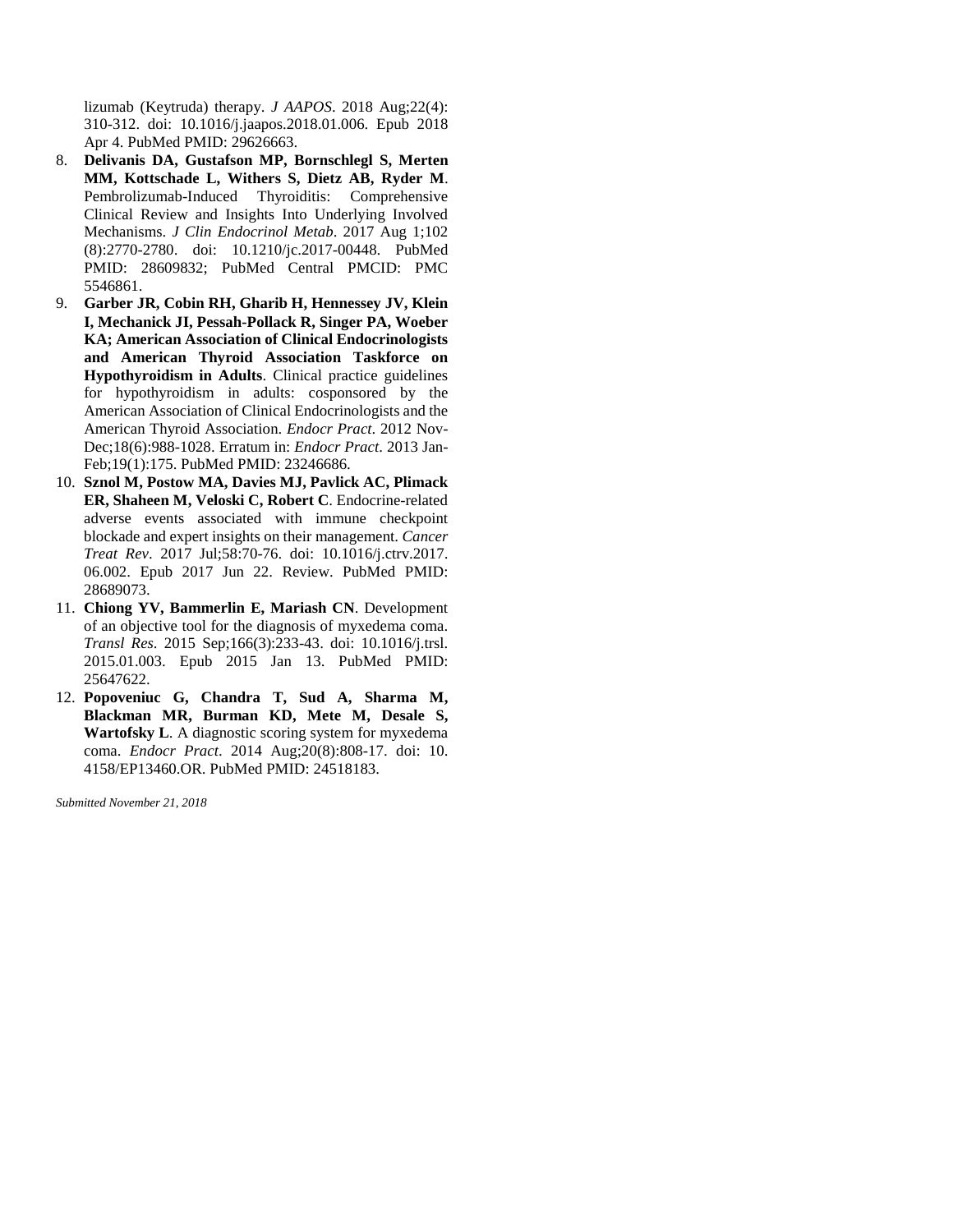lizumab (Keytruda) therapy. *J AAPOS*. 2018 Aug;22(4): 310-312. doi: 10.1016/j.jaapos.2018.01.006. Epub 2018 Apr 4. PubMed PMID: 29626663.

8. **Delivanis DA, Gustafson MP, Bornschlegl S, Merten MM, Kottschade L, Withers S, Dietz AB, Ryder M**. Pembrolizumab-Induced Thyroiditis: Comprehensive Clinical Review and Insights Into Underlying Involved Mechanisms. *J Clin Endocrinol Metab*. 2017 Aug 1;102 (8):2770-2780. doi: 10.1210/jc.2017-00448. PubMed PMID: 28609832; PubMed Central PMCID: PMC 5546861.
9. **Garber JR, Cobin RH, Gharib H, Hennessey JV, Klein I, Mechanick JI, Pessah-Pollack R, Singer PA, Woeber KA; American Association of Clinical Endocrinologists and American Thyroid Association Taskforce on Hypothyroidism in Adults**. Clinical practice guidelines for hypothyroidism in adults: cosponsored by the American Association of Clinical Endocrinologists and the American Thyroid Association. *Endocr Pract*. 2012 Nov-Dec;18(6):988-1028. Erratum in: *Endocr Pract*. 2013 Jan-Feb;19(1):175. PubMed PMID: 23246686.
10. **Sznol M, Postow MA, Davies MJ, Pavlick AC, Plimack ER, Shaheen M, Veloski C, Robert C**. Endocrine-related adverse events associated with immune checkpoint blockade and expert insights on their management. *Cancer Treat Rev*. 2017 Jul;58:70-76. doi: 10.1016/j.ctrv.2017. 06.002. Epub 2017 Jun 22. Review. PubMed PMID: 28689073.
11. **Chiong YV, Bammerlin E, Mariash CN**. Development of an objective tool for the diagnosis of myxedema coma. *Transl Res*. 2015 Sep;166(3):233-43. doi: 10.1016/j.trsl. 2015.01.003. Epub 2015 Jan 13. PubMed PMID: 25647622.
12. **Popoveniuc G, Chandra T, Sud A, Sharma M, Blackman MR, Burman KD, Mete M, Desale S, Wartofsky L**. A diagnostic scoring system for myxedema coma. *Endocr Pract*. 2014 Aug;20(8):808-17. doi: 10. 4158/EP13460.OR. PubMed PMID: 24518183.

*Submitted November 21, 2018*